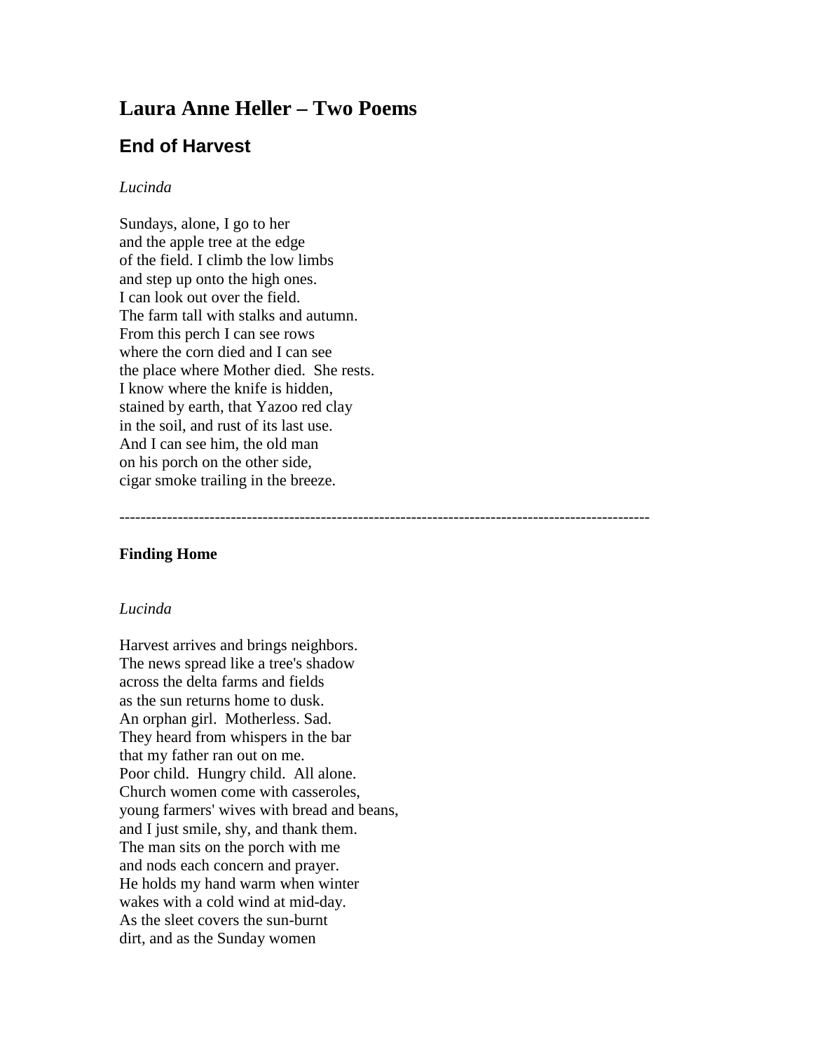# Laura Anne Heller – Two Poems

## End of Harvest

*Lucinda*

Sundays, alone, I go to her  
and the apple tree at the edge  
of the field. I climb the low limbs  
and step up onto the high ones.  
I can look out over the field.  
The farm tall with stalks and autumn.  
From this perch I can see rows  
where the corn died and I can see  
the place where Mother died.  She rests.  
I know where the knife is hidden,  
stained by earth, that Yazoo red clay  
in the soil, and rust of its last use.  
And I can see him, the old man  
on his porch on the other side,  
cigar smoke trailing in the breeze.

---

**Finding Home**

*Lucinda*

Harvest arrives and brings neighbors.  
The news spread like a tree's shadow  
across the delta farms and fields  
as the sun returns home to dusk.  
An orphan girl.  Motherless. Sad.  
They heard from whispers in the bar  
that my father ran out on me.  
Poor child.  Hungry child.  All alone.  
Church women come with casseroles,  
young farmers' wives with bread and beans,  
and I just smile, shy, and thank them.  
The man sits on the porch with me  
and nods each concern and prayer.  
He holds my hand warm when winter  
wakes with a cold wind at mid-day.  
As the sleet covers the sun-burnt  
dirt, and as the Sunday women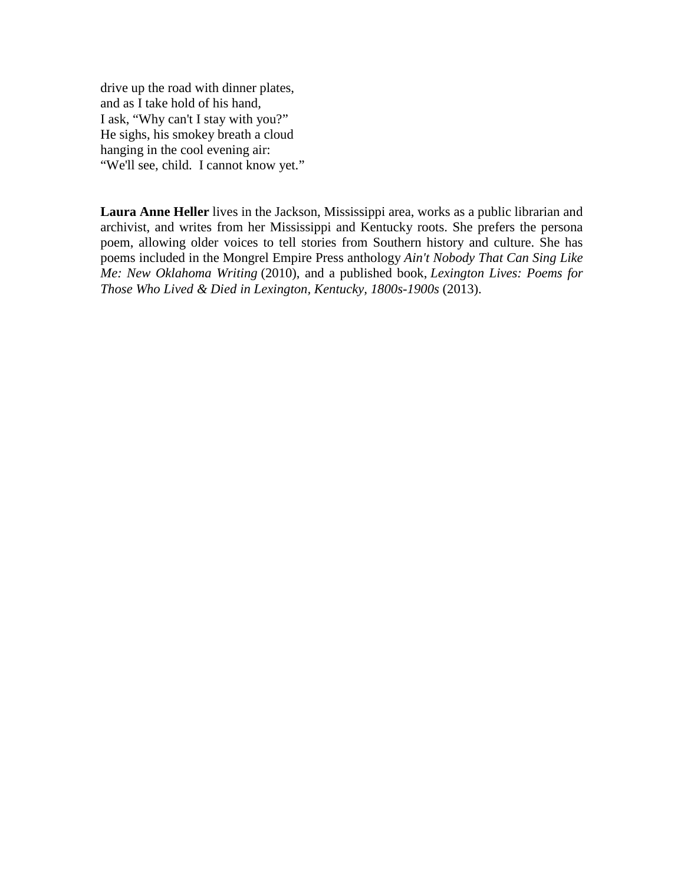drive up the road with dinner plates,  
and as I take hold of his hand,  
I ask, “Why can't I stay with you?”  
He sighs, his smokey breath a cloud  
hanging in the cool evening air:  
“We'll see, child.  I cannot know yet.”

**Laura Anne Heller** lives in the Jackson, Mississippi area, works as a public librarian and archivist, and writes from her Mississippi and Kentucky roots. She prefers the persona poem, allowing older voices to tell stories from Southern history and culture. She has poems included in the Mongrel Empire Press anthology *Ain't Nobody That Can Sing Like Me: New Oklahoma Writing* (2010), and a published book, *Lexington Lives: Poems for Those Who Lived & Died in Lexington, Kentucky, 1800s-1900s* (2013).